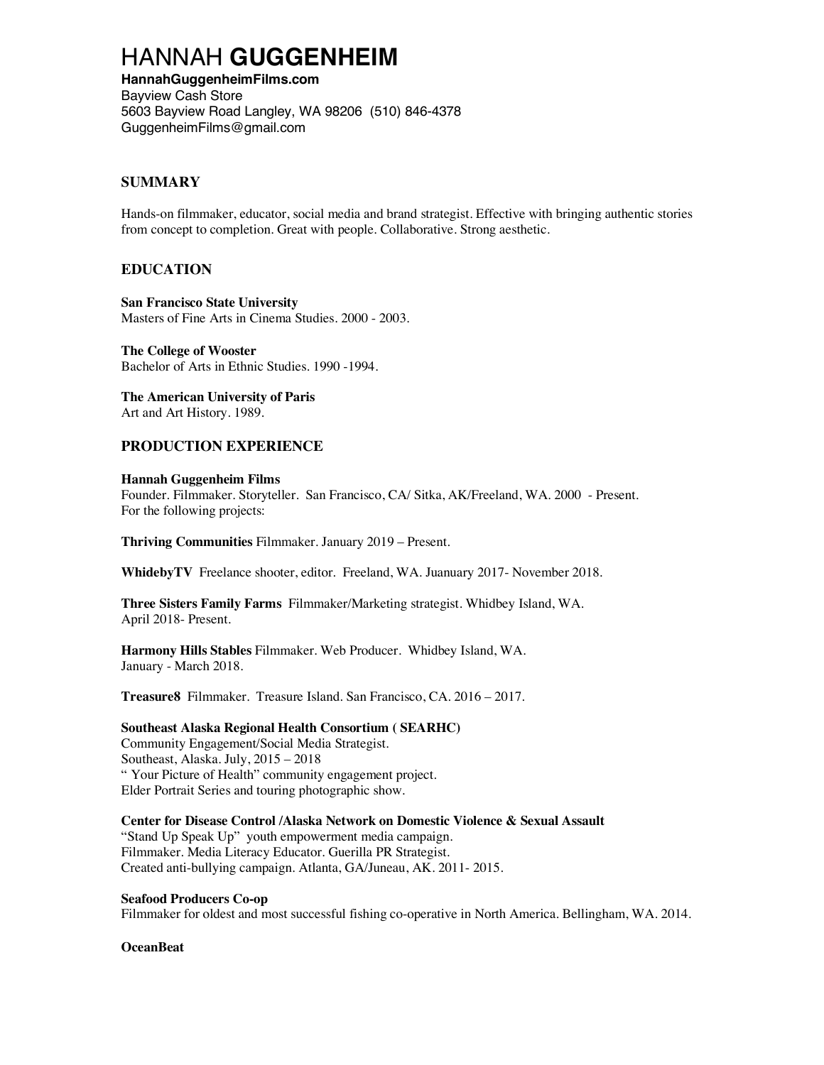# HANNAH **GUGGENHEIM**

**HannahGuggenheimFilms.com**
Bayview Cash Store
5603 Bayview Road Langley, WA 98206 (510) 846-4378
GuggenheimFilms@gmail.com

## SUMMARY

Hands-on filmmaker, educator, social media and brand strategist. Effective with bringing authentic stories from concept to completion. Great with people. Collaborative. Strong aesthetic.

## EDUCATION

**San Francisco State University**
Masters of Fine Arts in Cinema Studies. 2000 - 2003.

**The College of Wooster**
Bachelor of Arts in Ethnic Studies. 1990 -1994.

**The American University of Paris**
Art and Art History. 1989.

## PRODUCTION EXPERIENCE

**Hannah Guggenheim Films**
Founder. Filmmaker. Storyteller. San Francisco, CA/ Sitka, AK/Freeland, WA. 2000 - Present.
For the following projects:

**Thriving Communities** Filmmaker. January 2019 – Present.

**WhidebyTV** Freelance shooter, editor. Freeland, WA. Juanuary 2017- November 2018.

**Three Sisters Family Farms** Filmmaker/Marketing strategist. Whidbey Island, WA.
April 2018- Present.

**Harmony Hills Stables** Filmmaker. Web Producer. Whidbey Island, WA.
January - March 2018.

**Treasure8** Filmmaker. Treasure Island. San Francisco, CA. 2016 – 2017.

**Southeast Alaska Regional Health Consortium ( SEARHC)**
Community Engagement/Social Media Strategist.
Southeast, Alaska. July, 2015 – 2018
" Your Picture of Health" community engagement project.
Elder Portrait Series and touring photographic show.

**Center for Disease Control /Alaska Network on Domestic Violence & Sexual Assault**
"Stand Up Speak Up" youth empowerment media campaign.
Filmmaker. Media Literacy Educator. Guerilla PR Strategist.
Created anti-bullying campaign. Atlanta, GA/Juneau, AK. 2011- 2015.

**Seafood Producers Co-op**
Filmmaker for oldest and most successful fishing co-operative in North America. Bellingham, WA. 2014.

**OceanBeat**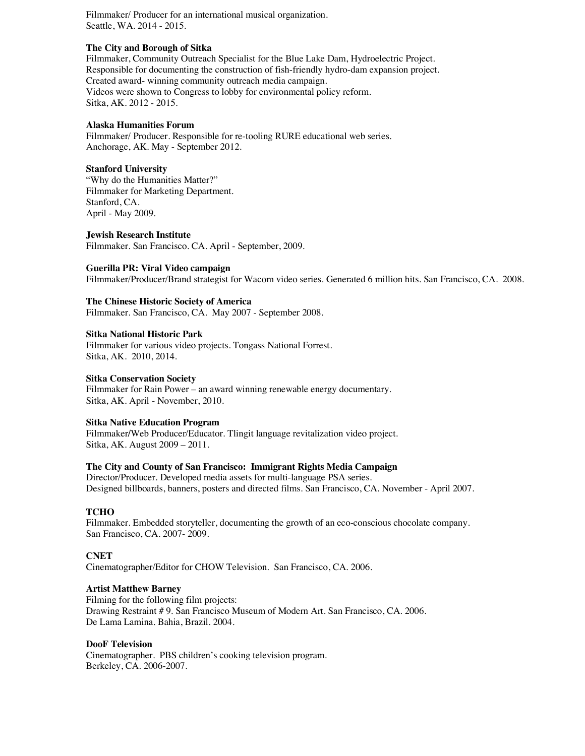Filmmaker/ Producer for an international musical organization.
Seattle, WA. 2014 - 2015.

**The City and Borough of Sitka**
Filmmaker, Community Outreach Specialist for the Blue Lake Dam, Hydroelectric Project.
Responsible for documenting the construction of fish-friendly hydro-dam expansion project.
Created award- winning community outreach media campaign.
Videos were shown to Congress to lobby for environmental policy reform.
Sitka, AK. 2012 - 2015.

**Alaska Humanities Forum**
Filmmaker/ Producer. Responsible for re-tooling RURE educational web series.
Anchorage, AK. May - September 2012.

**Stanford University**
"Why do the Humanities Matter?"
Filmmaker for Marketing Department.
Stanford, CA.
April - May 2009.

**Jewish Research Institute**
Filmmaker. San Francisco. CA. April - September, 2009.

**Guerilla PR: Viral Video campaign**
Filmmaker/Producer/Brand strategist for Wacom video series. Generated 6 million hits. San Francisco, CA. 2008.

**The Chinese Historic Society of America**
Filmmaker. San Francisco, CA. May 2007 - September 2008.

**Sitka National Historic Park**
Filmmaker for various video projects. Tongass National Forrest.
Sitka, AK. 2010, 2014.

**Sitka Conservation Society**
Filmmaker for Rain Power – an award winning renewable energy documentary.
Sitka, AK. April - November, 2010.

**Sitka Native Education Program**
Filmmaker/Web Producer/Educator. Tlingit language revitalization video project.
Sitka, AK. August 2009 – 2011.

**The City and County of San Francisco: Immigrant Rights Media Campaign**
Director/Producer. Developed media assets for multi-language PSA series.
Designed billboards, banners, posters and directed films. San Francisco, CA. November - April 2007.

**TCHO**
Filmmaker. Embedded storyteller, documenting the growth of an eco-conscious chocolate company.
San Francisco, CA. 2007- 2009.

**CNET**
Cinematographer/Editor for CHOW Television. San Francisco, CA. 2006.

**Artist Matthew Barney**
Filming for the following film projects:
Drawing Restraint # 9. San Francisco Museum of Modern Art. San Francisco, CA. 2006.
De Lama Lamina. Bahia, Brazil. 2004.

**DooF Television**
Cinematographer. PBS children's cooking television program.
Berkeley, CA. 2006-2007.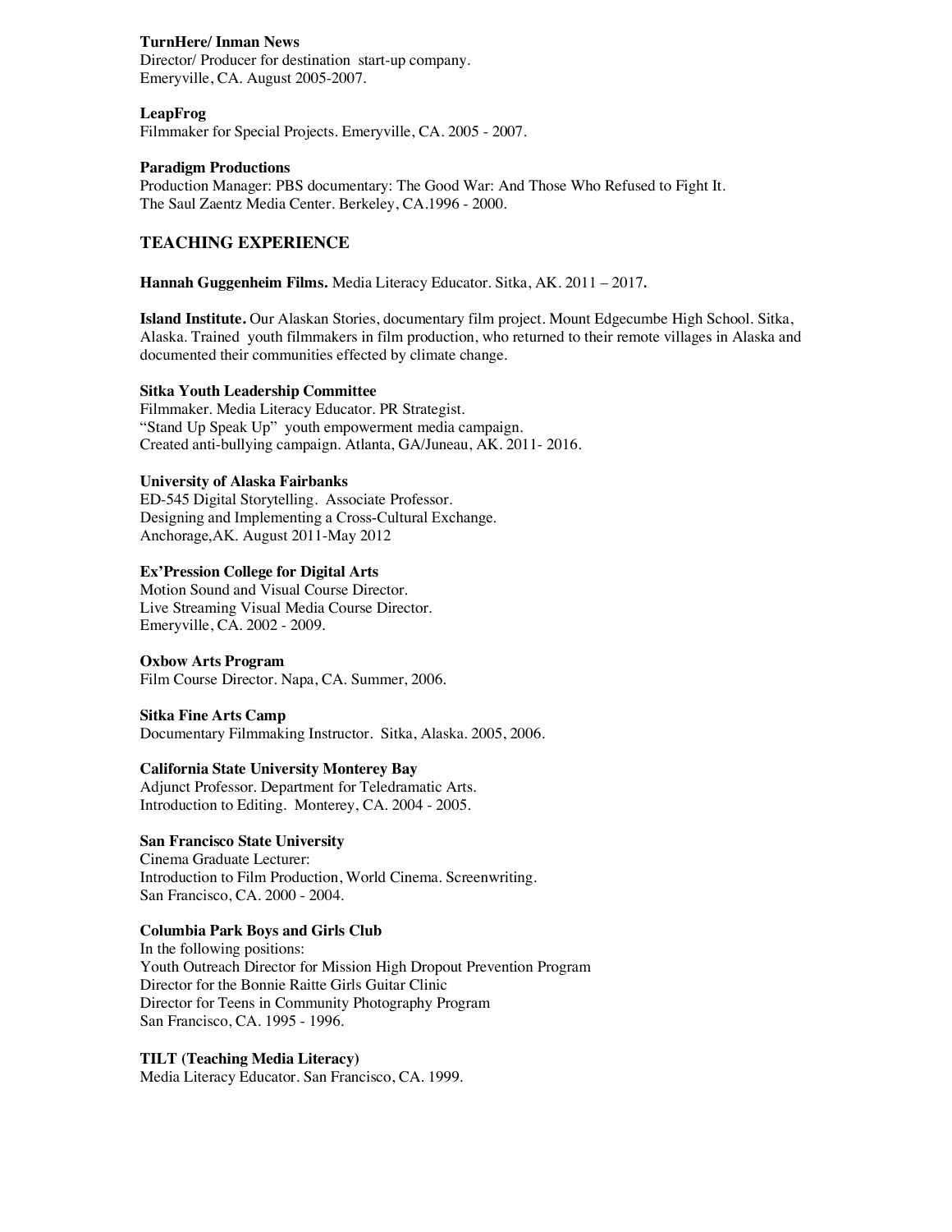**TurnHere/ Inman News**
Director/ Producer for destination start-up company.
Emeryville, CA. August 2005-2007.

**LeapFrog**
Filmmaker for Special Projects. Emeryville, CA. 2005 - 2007.

**Paradigm Productions**
Production Manager: PBS documentary: The Good War: And Those Who Refused to Fight It.
The Saul Zaentz Media Center. Berkeley, CA.1996 - 2000.

## TEACHING EXPERIENCE

**Hannah Guggenheim Films.** Media Literacy Educator. Sitka, AK. 2011 – 2017**.**

**Island Institute.** Our Alaskan Stories, documentary film project. Mount Edgecumbe High School. Sitka, Alaska. Trained youth filmmakers in film production, who returned to their remote villages in Alaska and documented their communities effected by climate change.

**Sitka Youth Leadership Committee**
Filmmaker. Media Literacy Educator. PR Strategist.
"Stand Up Speak Up" youth empowerment media campaign.
Created anti-bullying campaign. Atlanta, GA/Juneau, AK. 2011- 2016.

**University of Alaska Fairbanks**
ED-545 Digital Storytelling. Associate Professor.
Designing and Implementing a Cross-Cultural Exchange.
Anchorage,AK. August 2011-May 2012

**Ex'Pression College for Digital Arts**
Motion Sound and Visual Course Director.
Live Streaming Visual Media Course Director.
Emeryville, CA. 2002 - 2009.

**Oxbow Arts Program**
Film Course Director. Napa, CA. Summer, 2006.

**Sitka Fine Arts Camp**
Documentary Filmmaking Instructor. Sitka, Alaska. 2005, 2006.

**California State University Monterey Bay**
Adjunct Professor. Department for Teledramatic Arts.
Introduction to Editing. Monterey, CA. 2004 - 2005.

**San Francisco State University**
Cinema Graduate Lecturer:
Introduction to Film Production, World Cinema. Screenwriting.
San Francisco, CA. 2000 - 2004.

**Columbia Park Boys and Girls Club**
In the following positions:
Youth Outreach Director for Mission High Dropout Prevention Program
Director for the Bonnie Raitte Girls Guitar Clinic
Director for Teens in Community Photography Program
San Francisco, CA. 1995 - 1996.

**TILT (Teaching Media Literacy)**
Media Literacy Educator. San Francisco, CA. 1999.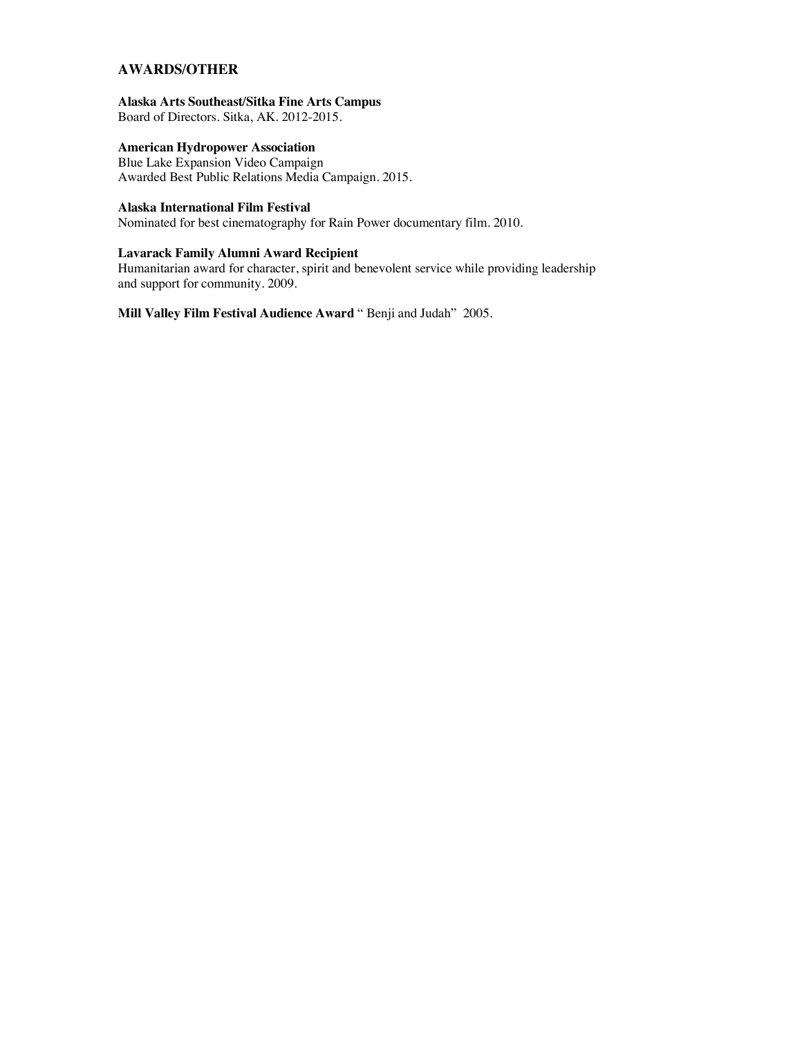## AWARDS/OTHER

**Alaska Arts Southeast/Sitka Fine Arts Campus**
Board of Directors. Sitka, AK. 2012-2015.

**American Hydropower Association**
Blue Lake Expansion Video Campaign
Awarded Best Public Relations Media Campaign. 2015.

**Alaska International Film Festival**
Nominated for best cinematography for Rain Power documentary film. 2010.

**Lavarack Family Alumni Award Recipient**
Humanitarian award for character, spirit and benevolent service while providing leadership and support for community. 2009.

**Mill Valley Film Festival Audience Award** " Benji and Judah" 2005.